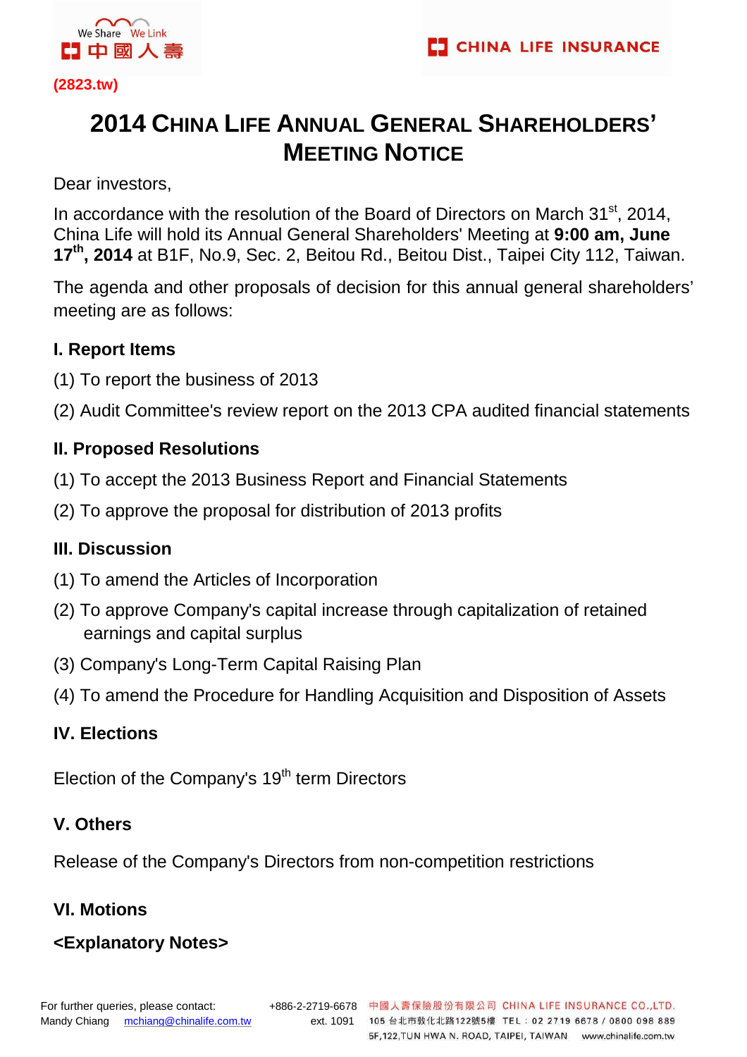(2823.tw)

# 2014 China Life Annual General Shareholders' Meeting Notice

Dear investors,

In accordance with the resolution of the Board of Directors on March 31st, 2014, China Life will hold its Annual General Shareholders' Meeting at **9:00 am, June 17th, 2014** at B1F, No.9, Sec. 2, Beitou Rd., Beitou Dist., Taipei City 112, Taiwan.

The agenda and other proposals of decision for this annual general shareholders' meeting are as follows:

### I. Report Items

(1) To report the business of 2013

(2) Audit Committee's review report on the 2013 CPA audited financial statements

### II. Proposed Resolutions

(1) To accept the 2013 Business Report and Financial Statements

(2) To approve the proposal for distribution of 2013 profits

### III. Discussion

(1) To amend the Articles of Incorporation

(2) To approve Company's capital increase through capitalization of retained earnings and capital surplus

(3) Company's Long-Term Capital Raising Plan

(4) To amend the Procedure for Handling Acquisition and Disposition of Assets

### IV. Elections

Election of the Company's 19th term Directors

### V. Others

Release of the Company's Directors from non-competition restrictions

### VI. Motions

### <Explanatory Notes>

For further queries, please contact: Mandy Chiang mchiang@chinalife.com.tw +886-2-2719-6678 ext. 1091

中國人壽保險股份有限公司 CHINA LIFE INSURANCE CO.,LTD.
105 台北市敦化北路122號5樓 TEL：02 2719 6678 / 0800 098 889
5F,122,TUN HWA N. ROAD, TAIPEI, TAIWAN www.chinalife.com.tw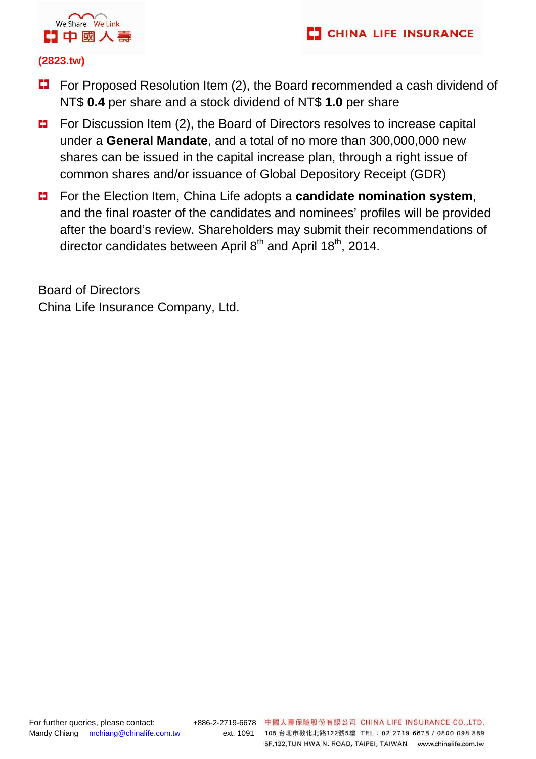(2823.tw)

- For Proposed Resolution Item (2), the Board recommended a cash dividend of NT$ **0.4** per share and a stock dividend of NT$ **1.0** per share
- For Discussion Item (2), the Board of Directors resolves to increase capital under a **General Mandate**, and a total of no more than 300,000,000 new shares can be issued in the capital increase plan, through a right issue of common shares and/or issuance of Global Depository Receipt (GDR)
- For the Election Item, China Life adopts a **candidate nomination system**, and the final roaster of the candidates and nominees' profiles will be provided after the board's review. Shareholders may submit their recommendations of director candidates between April 8th and April 18th, 2014.

Board of Directors
China Life Insurance Company, Ltd.

For further queries, please contact: +886-2-2719-6678
Mandy Chiang mchiang@chinalife.com.tw ext. 1091

中國人壽保險股份有限公司 CHINA LIFE INSURANCE CO.,LTD.
105 台北市敦化北路122號5樓 TEL：02 2719 6678 / 0800 098 889
5F,122,TUN HWA N. ROAD, TAIPEI, TAIWAN www.chinalife.com.tw